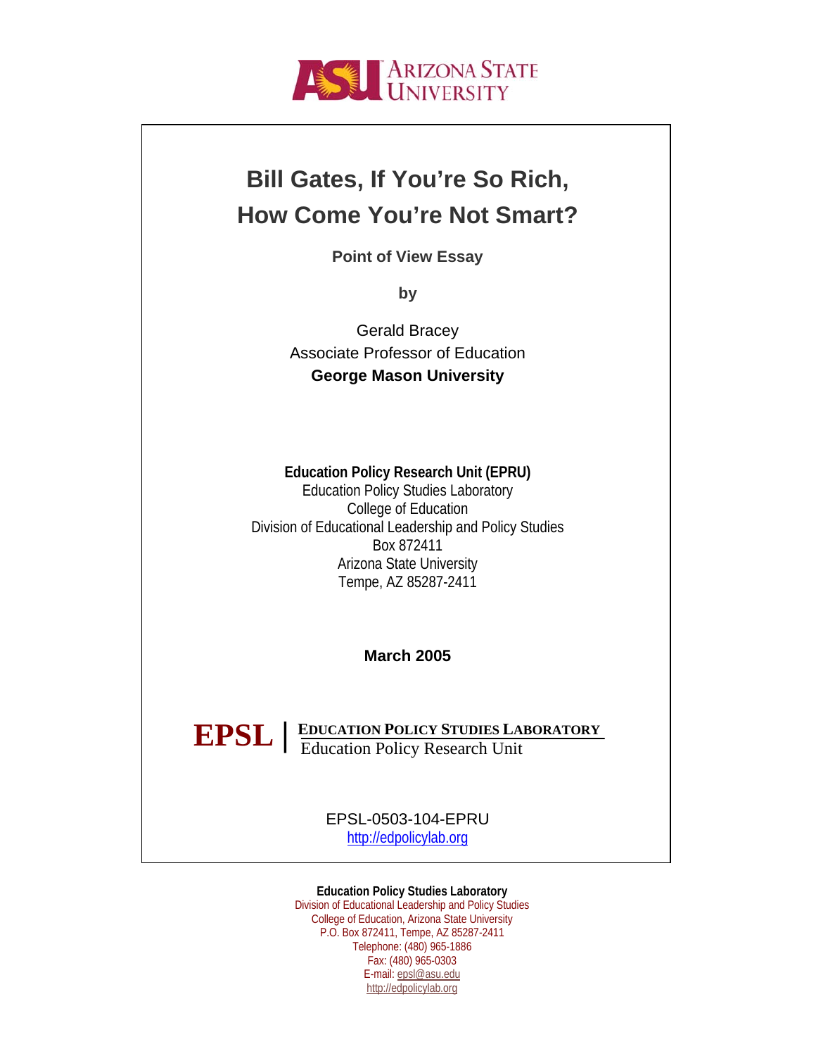# Bill Gates, If You're So Rich, How Come You're Not Smart?

**Point of View Essay**

**by**

Gerald Bracey
Associate Professor of Education
**George Mason University**

**Education Policy Research Unit (EPRU)**
Education Policy Studies Laboratory
College of Education
Division of Educational Leadership and Policy Studies
Box 872411
Arizona State University
Tempe, AZ 85287-2411

**March 2005**

**EPSL** | **EDUCATION POLICY STUDIES LABORATORY**
Education Policy Research Unit

EPSL-0503-104-EPRU
http://edpolicylab.org

**Education Policy Studies Laboratory**
Division of Educational Leadership and Policy Studies
College of Education, Arizona State University
P.O. Box 872411, Tempe, AZ 85287-2411
Telephone: (480) 965-1886
Fax: (480) 965-0303
E-mail: epsl@asu.edu
http://edpolicylab.org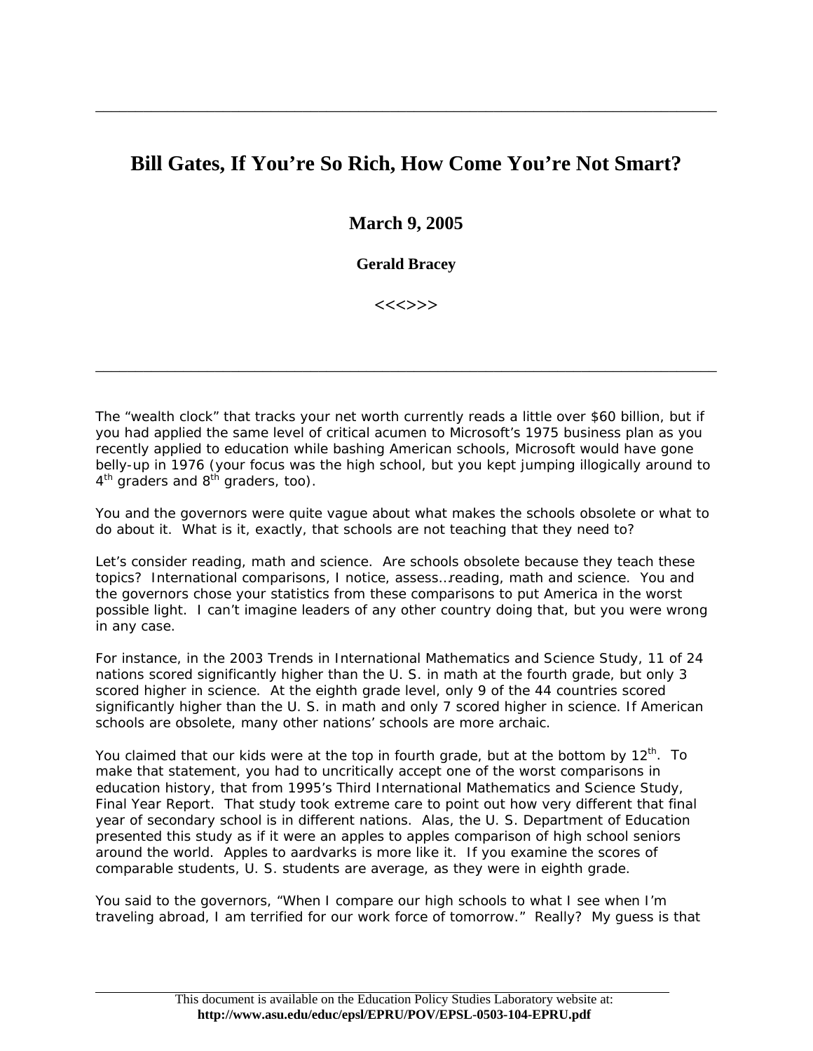# Bill Gates, If You're So Rich, How Come You're Not Smart?

**March 9, 2005**

**Gerald Bracey**

<<<>>>

---

The "wealth clock" that tracks your net worth currently reads a little over $60 billion, but if you had applied the same level of critical acumen to Microsoft's 1975 business plan as you recently applied to education while bashing American schools, Microsoft would have gone belly-up in 1976 (your focus was the high school, but you kept jumping illogically around to 4th graders and 8th graders, too).

You and the governors were quite vague about what makes the schools obsolete or what to do about it. What is it, exactly, that schools are not teaching that they need to?

Let's consider reading, math and science. Are schools obsolete because they teach these topics? International comparisons, I notice, assess…reading, math and science. You and the governors chose your statistics from these comparisons to put America in the worst possible light. I can't imagine leaders of any other country doing that, but you were wrong in any case.

For instance, in the 2003 Trends in International Mathematics and Science Study, 11 of 24 nations scored significantly higher than the U. S. in math at the fourth grade, but only 3 scored higher in science. At the eighth grade level, only 9 of the 44 countries scored significantly higher than the U. S. in math and only 7 scored higher in science. If American schools are obsolete, many other nations' schools are more archaic.

You claimed that our kids were at the top in fourth grade, but at the bottom by 12th. To make that statement, you had to uncritically accept one of the worst comparisons in education history, that from 1995's Third International Mathematics and Science Study, Final Year Report. That study took extreme care to point out how very different that final year of secondary school is in different nations. Alas, the U. S. Department of Education presented this study as if it were an apples to apples comparison of high school seniors around the world. Apples to aardvarks is more like it. If you examine the scores of comparable students, U. S. students are average, as they were in eighth grade.

You said to the governors, "When I compare our high schools to what I see when I'm traveling abroad, I am terrified for our work force of tomorrow." Really? My guess is that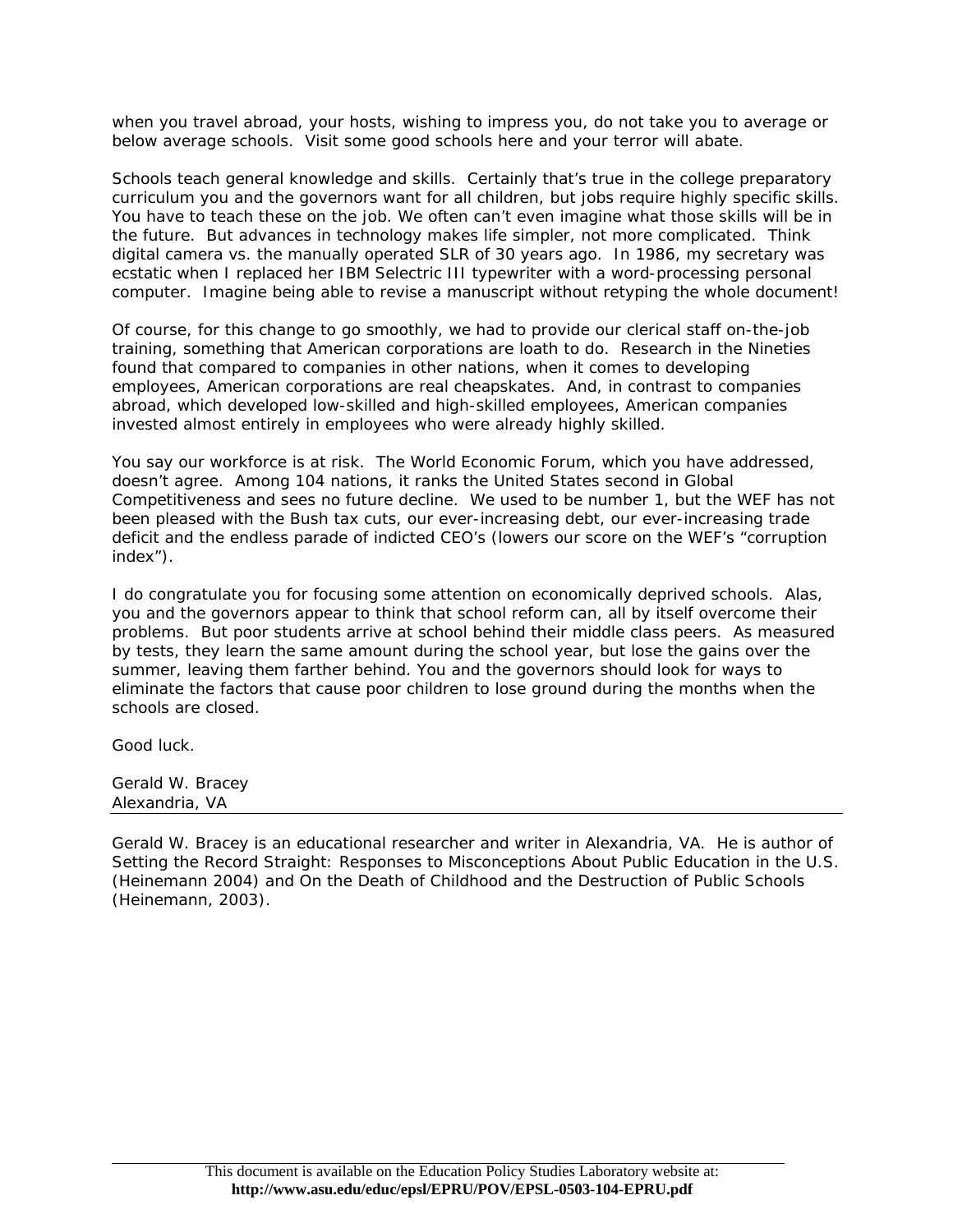when you travel abroad, your hosts, wishing to impress you, do not take you to average or below average schools. Visit some good schools here and your terror will abate.

Schools teach general knowledge and skills. Certainly that's true in the college preparatory curriculum you and the governors want for all children, but jobs require highly specific skills. You have to teach these on the job. We often can't even imagine what those skills will be in the future. But advances in technology makes life simpler, not more complicated. Think digital camera vs. the manually operated SLR of 30 years ago. In 1986, my secretary was ecstatic when I replaced her IBM Selectric III typewriter with a word-processing personal computer. Imagine being able to revise a manuscript without retyping the whole document!

Of course, for this change to go smoothly, we had to provide our clerical staff on-the-job training, something that American corporations are loath to do. Research in the Nineties found that compared to companies in other nations, when it comes to developing employees, American corporations are real cheapskates. And, in contrast to companies abroad, which developed low-skilled and high-skilled employees, American companies invested almost entirely in employees who were already highly skilled.

You say our workforce is at risk. The World Economic Forum, which you have addressed, doesn't agree. Among 104 nations, it ranks the United States second in Global Competitiveness and sees no future decline. We used to be number 1, but the WEF has not been pleased with the Bush tax cuts, our ever-increasing debt, our ever-increasing trade deficit and the endless parade of indicted CEO's (lowers our score on the WEF's "corruption index").

I do congratulate you for focusing some attention on economically deprived schools. Alas, you and the governors appear to think that school reform can, all by itself overcome their problems. But poor students arrive at school behind their middle class peers. As measured by tests, they learn the same amount during the school year, but lose the gains over the summer, leaving them farther behind. You and the governors should look for ways to eliminate the factors that cause poor children to lose ground during the months when the schools are closed.

Good luck.

Gerald W. Bracey
Alexandria, VA

---

Gerald W. Bracey is an educational researcher and writer in Alexandria, VA. He is author of Setting the Record Straight: Responses to Misconceptions About Public Education in the U.S. (Heinemann 2004) and On the Death of Childhood and the Destruction of Public Schools (Heinemann, 2003).

This document is available on the Education Policy Studies Laboratory website at:
**http://www.asu.edu/educ/epsl/EPRU/POV/EPSL-0503-104-EPRU.pdf**